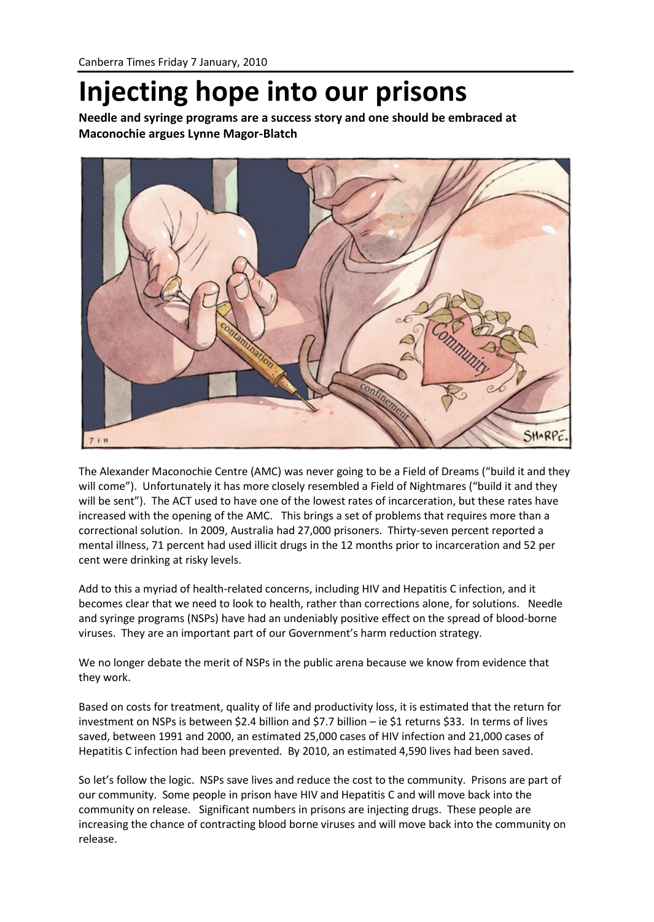Canberra Times Friday 7 January, 2010

# Injecting hope into our prisons

**Needle and syringe programs are a success story and one should be embraced at Maconochie argues Lynne Magor-Blatch**

The Alexander Maconochie Centre (AMC) was never going to be a Field of Dreams ("build it and they will come"). Unfortunately it has more closely resembled a Field of Nightmares ("build it and they will be sent"). The ACT used to have one of the lowest rates of incarceration, but these rates have increased with the opening of the AMC. This brings a set of problems that requires more than a correctional solution. In 2009, Australia had 27,000 prisoners. Thirty-seven percent reported a mental illness, 71 percent had used illicit drugs in the 12 months prior to incarceration and 52 per cent were drinking at risky levels.

Add to this a myriad of health-related concerns, including HIV and Hepatitis C infection, and it becomes clear that we need to look to health, rather than corrections alone, for solutions. Needle and syringe programs (NSPs) have had an undeniably positive effect on the spread of blood-borne viruses. They are an important part of our Government's harm reduction strategy.

We no longer debate the merit of NSPs in the public arena because we know from evidence that they work.

Based on costs for treatment, quality of life and productivity loss, it is estimated that the return for investment on NSPs is between $2.4 billion and $7.7 billion – ie $1 returns $33. In terms of lives saved, between 1991 and 2000, an estimated 25,000 cases of HIV infection and 21,000 cases of Hepatitis C infection had been prevented. By 2010, an estimated 4,590 lives had been saved.

So let's follow the logic. NSPs save lives and reduce the cost to the community. Prisons are part of our community. Some people in prison have HIV and Hepatitis C and will move back into the community on release. Significant numbers in prisons are injecting drugs. These people are increasing the chance of contracting blood borne viruses and will move back into the community on release.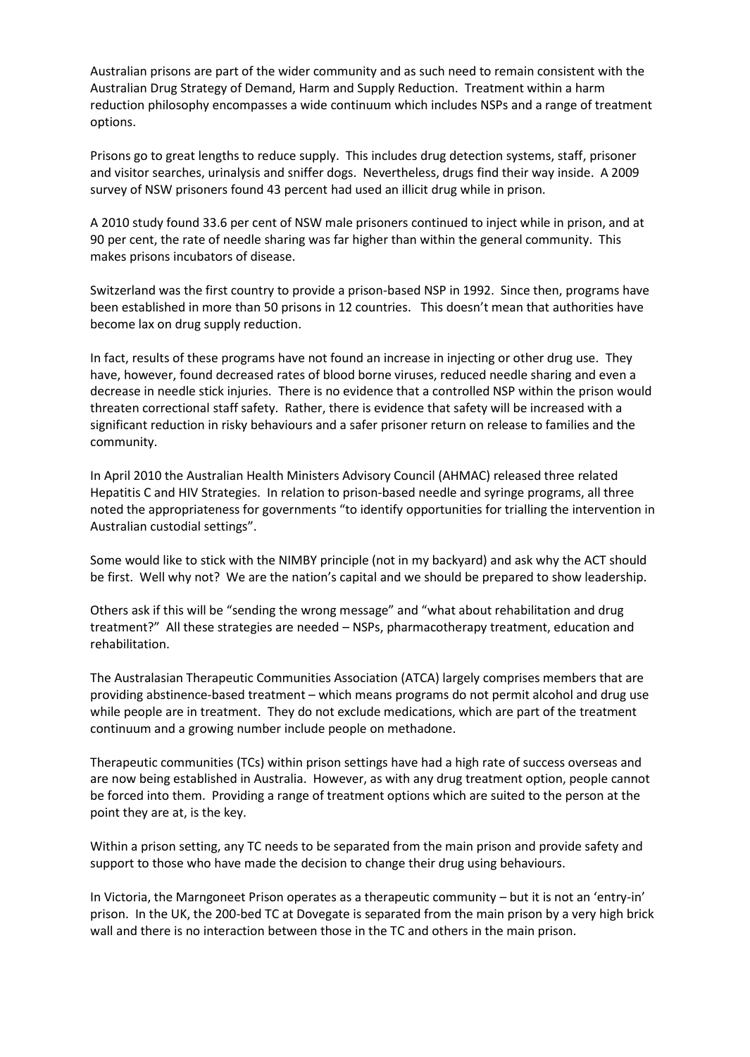Australian prisons are part of the wider community and as such need to remain consistent with the Australian Drug Strategy of Demand, Harm and Supply Reduction. Treatment within a harm reduction philosophy encompasses a wide continuum which includes NSPs and a range of treatment options.

Prisons go to great lengths to reduce supply. This includes drug detection systems, staff, prisoner and visitor searches, urinalysis and sniffer dogs. Nevertheless, drugs find their way inside. A 2009 survey of NSW prisoners found 43 percent had used an illicit drug while in prison.

A 2010 study found 33.6 per cent of NSW male prisoners continued to inject while in prison, and at 90 per cent, the rate of needle sharing was far higher than within the general community. This makes prisons incubators of disease.

Switzerland was the first country to provide a prison-based NSP in 1992. Since then, programs have been established in more than 50 prisons in 12 countries. This doesn't mean that authorities have become lax on drug supply reduction.

In fact, results of these programs have not found an increase in injecting or other drug use. They have, however, found decreased rates of blood borne viruses, reduced needle sharing and even a decrease in needle stick injuries. There is no evidence that a controlled NSP within the prison would threaten correctional staff safety. Rather, there is evidence that safety will be increased with a significant reduction in risky behaviours and a safer prisoner return on release to families and the community.

In April 2010 the Australian Health Ministers Advisory Council (AHMAC) released three related Hepatitis C and HIV Strategies. In relation to prison-based needle and syringe programs, all three noted the appropriateness for governments "to identify opportunities for trialling the intervention in Australian custodial settings".

Some would like to stick with the NIMBY principle (not in my backyard) and ask why the ACT should be first. Well why not? We are the nation's capital and we should be prepared to show leadership.

Others ask if this will be "sending the wrong message" and "what about rehabilitation and drug treatment?" All these strategies are needed – NSPs, pharmacotherapy treatment, education and rehabilitation.

The Australasian Therapeutic Communities Association (ATCA) largely comprises members that are providing abstinence-based treatment – which means programs do not permit alcohol and drug use while people are in treatment. They do not exclude medications, which are part of the treatment continuum and a growing number include people on methadone.

Therapeutic communities (TCs) within prison settings have had a high rate of success overseas and are now being established in Australia. However, as with any drug treatment option, people cannot be forced into them. Providing a range of treatment options which are suited to the person at the point they are at, is the key.

Within a prison setting, any TC needs to be separated from the main prison and provide safety and support to those who have made the decision to change their drug using behaviours.

In Victoria, the Marngoneet Prison operates as a therapeutic community – but it is not an 'entry-in' prison. In the UK, the 200-bed TC at Dovegate is separated from the main prison by a very high brick wall and there is no interaction between those in the TC and others in the main prison.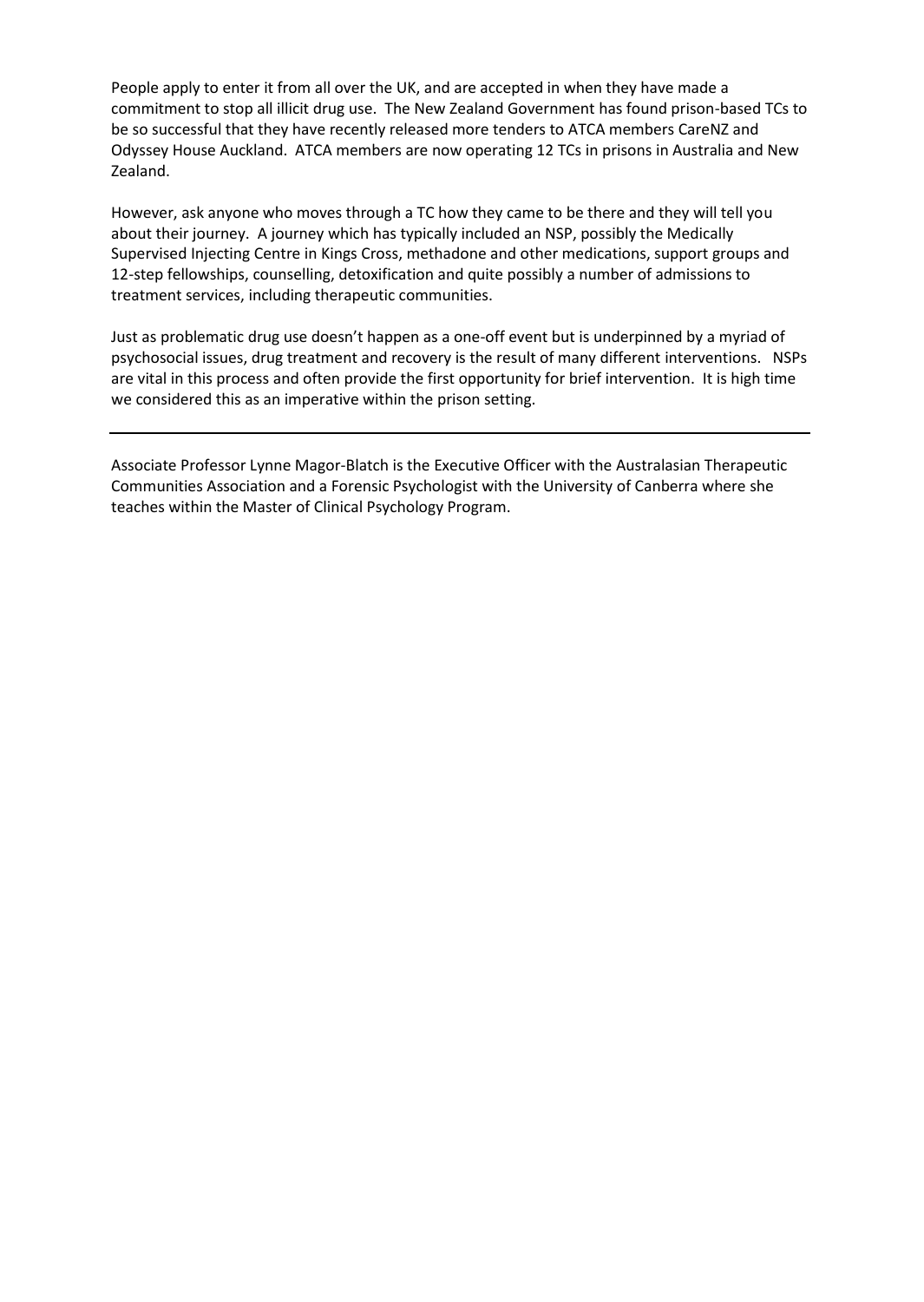People apply to enter it from all over the UK, and are accepted in when they have made a commitment to stop all illicit drug use. The New Zealand Government has found prison-based TCs to be so successful that they have recently released more tenders to ATCA members CareNZ and Odyssey House Auckland. ATCA members are now operating 12 TCs in prisons in Australia and New Zealand.

However, ask anyone who moves through a TC how they came to be there and they will tell you about their journey. A journey which has typically included an NSP, possibly the Medically Supervised Injecting Centre in Kings Cross, methadone and other medications, support groups and 12-step fellowships, counselling, detoxification and quite possibly a number of admissions to treatment services, including therapeutic communities.

Just as problematic drug use doesn't happen as a one-off event but is underpinned by a myriad of psychosocial issues, drug treatment and recovery is the result of many different interventions. NSPs are vital in this process and often provide the first opportunity for brief intervention. It is high time we considered this as an imperative within the prison setting.

---

Associate Professor Lynne Magor-Blatch is the Executive Officer with the Australasian Therapeutic Communities Association and a Forensic Psychologist with the University of Canberra where she teaches within the Master of Clinical Psychology Program.